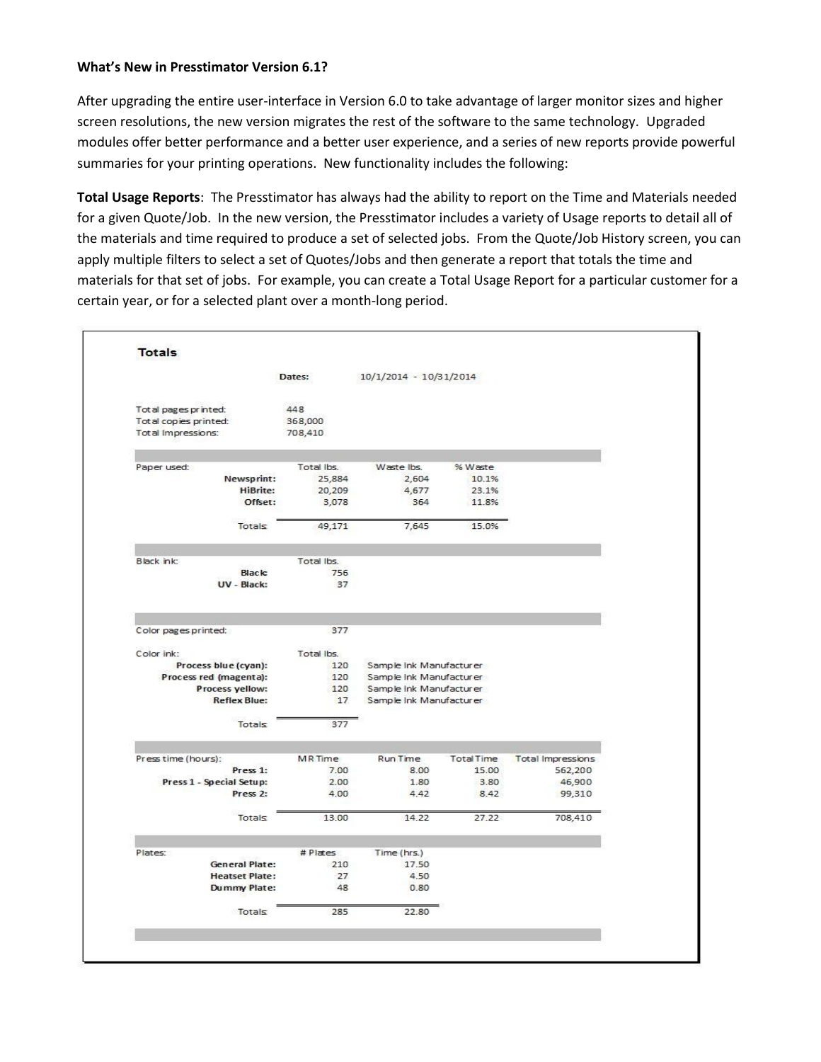**What's New in Presstimator Version 6.1?**

After upgrading the entire user-interface in Version 6.0 to take advantage of larger monitor sizes and higher screen resolutions, the new version migrates the rest of the software to the same technology. Upgraded modules offer better performance and a better user experience, and a series of new reports provide powerful summaries for your printing operations. New functionality includes the following:

**Total Usage Reports**: The Presstimator has always had the ability to report on the Time and Materials needed for a given Quote/Job. In the new version, the Presstimator includes a variety of Usage reports to detail all of the materials and time required to produce a set of selected jobs. From the Quote/Job History screen, you can apply multiple filters to select a set of Quotes/Jobs and then generate a report that totals the time and materials for that set of jobs. For example, you can create a Total Usage Report for a particular customer for a certain year, or for a selected plant over a month-long period.

**Totals**

Dates: 10/1/2014 - 10/31/2014

| | |
|---|---|
| Total pages printed: | 448 |
| Total copies printed: | 368,000 |
| Total Impressions: | 708,410 |

| Paper used: | Total lbs. | Waste lbs. | % Waste |
|---|---|---|---|
| Newsprint: | 25,884 | 2,604 | 10.1% |
| HiBrite: | 20,209 | 4,677 | 23.1% |
| Offset: | 3,078 | 364 | 11.8% |
| Totals | 49,171 | 7,645 | 15.0% |

| Black ink: | Total lbs. |
|---|---|
| Black: | 756 |
| UV - Black: | 37 |

Color pages printed: 377

| Color ink: | Total lbs. | |
|---|---|---|
| Process blue (cyan): | 120 | Sample Ink Manufacturer |
| Process red (magenta): | 120 | Sample Ink Manufacturer |
| Process yellow: | 120 | Sample Ink Manufacturer |
| Reflex Blue: | 17 | Sample Ink Manufacturer |
| Totals | 377 | |

| Press time (hours): | MR Time | Run Time | Total Time | Total Impressions |
|---|---|---|---|---|
| Press 1: | 7.00 | 8.00 | 15.00 | 562,200 |
| Press 1 - Special Setup: | 2.00 | 1.80 | 3.80 | 46,900 |
| Press 2: | 4.00 | 4.42 | 8.42 | 99,310 |
| Totals | 13.00 | 14.22 | 27.22 | 708,410 |

| Plates: | # Plates | Time (hrs.) |
|---|---|---|
| General Plate: | 210 | 17.50 |
| Heatset Plate: | 27 | 4.50 |
| Dummy Plate: | 48 | 0.80 |
| Totals | 285 | 22.80 |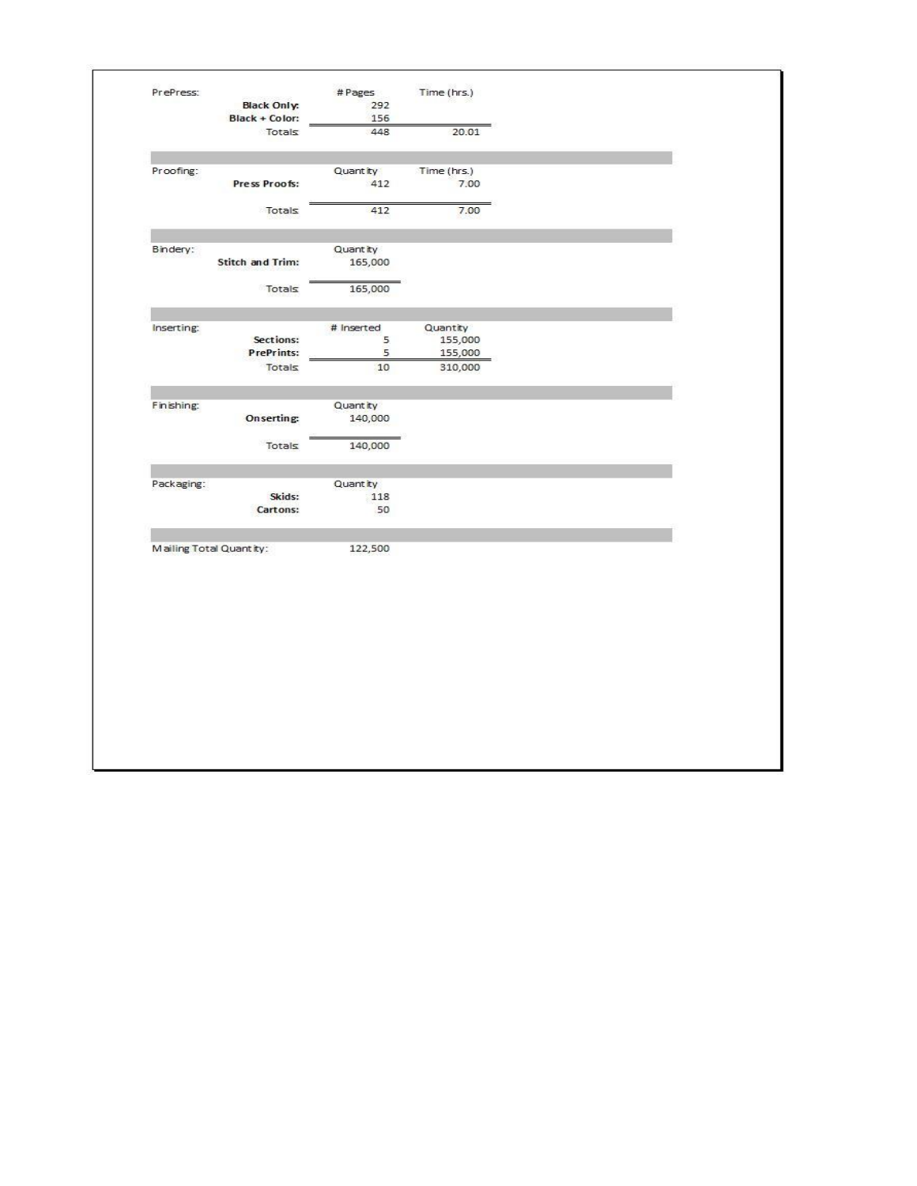**PrePress:**

| | # Pages | Time (hrs.) |
|---|---|---|
| **Black Only:** | 292 | |
| **Black + Color:** | 156 | |
| Totals: | 448 | 20.01 |

**Proofing:**

| | Quantity | Time (hrs.) |
|---|---|---|
| **Press Proofs:** | 412 | 7.00 |
| Totals: | 412 | 7.00 |

**Bindery:**

| | Quantity |
|---|---|
| **Stitch and Trim:** | 165,000 |
| Totals: | 165,000 |

**Inserting:**

| | # Inserted | Quantity |
|---|---|---|
| **Sections:** | 5 | 155,000 |
| **PrePrints:** | 5 | 155,000 |
| Totals: | 10 | 310,000 |

**Finishing:**

| | Quantity |
|---|---|
| **Onserting:** | 140,000 |
| Totals: | 140,000 |

**Packaging:**

| | Quantity |
|---|---|
| **Skids:** | 118 |
| **Cartons:** | 50 |

Mailing Total Quantity: 122,500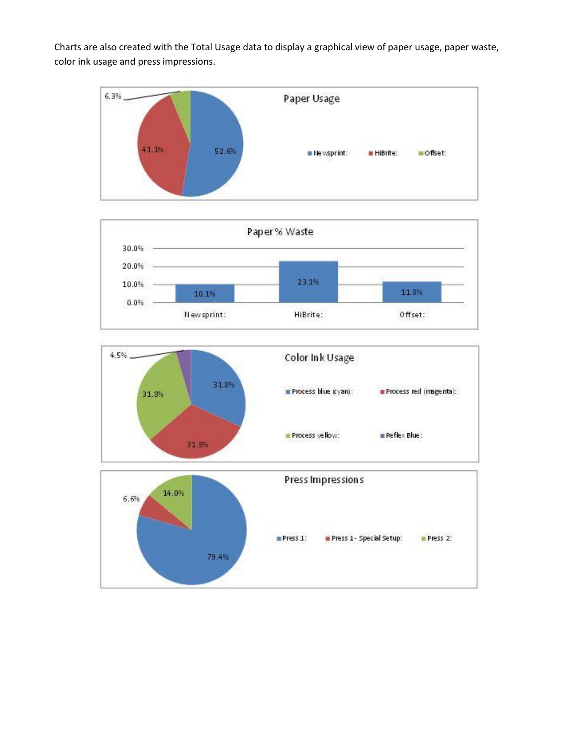Charts are also created with the Total Usage data to display a graphical view of paper usage, paper waste, color ink usage and press impressions.

**Paper Usage**

| Newsprint: | HiBrite: | Offset: |
|---|---|---|
| 52.6% | 41.1% | 6.3% |

**Paper % Waste**

| Newsprint: | HiBrite: | Offset: |
|---|---|---|
| 10.1% | 23.1% | 11.8% |

**Color Ink Usage**

| Process blue (cyan): | Process red (magenta): | Process yellow: | Reflex Blue: |
|---|---|---|---|
| 31.8% | 31.8% | 31.8% | 4.5% |

**Press Impressions**

| Press 1: | Press 1 - Special Setup: | Press 2: |
|---|---|---|
| 79.4% | 6.6% | 14.0% |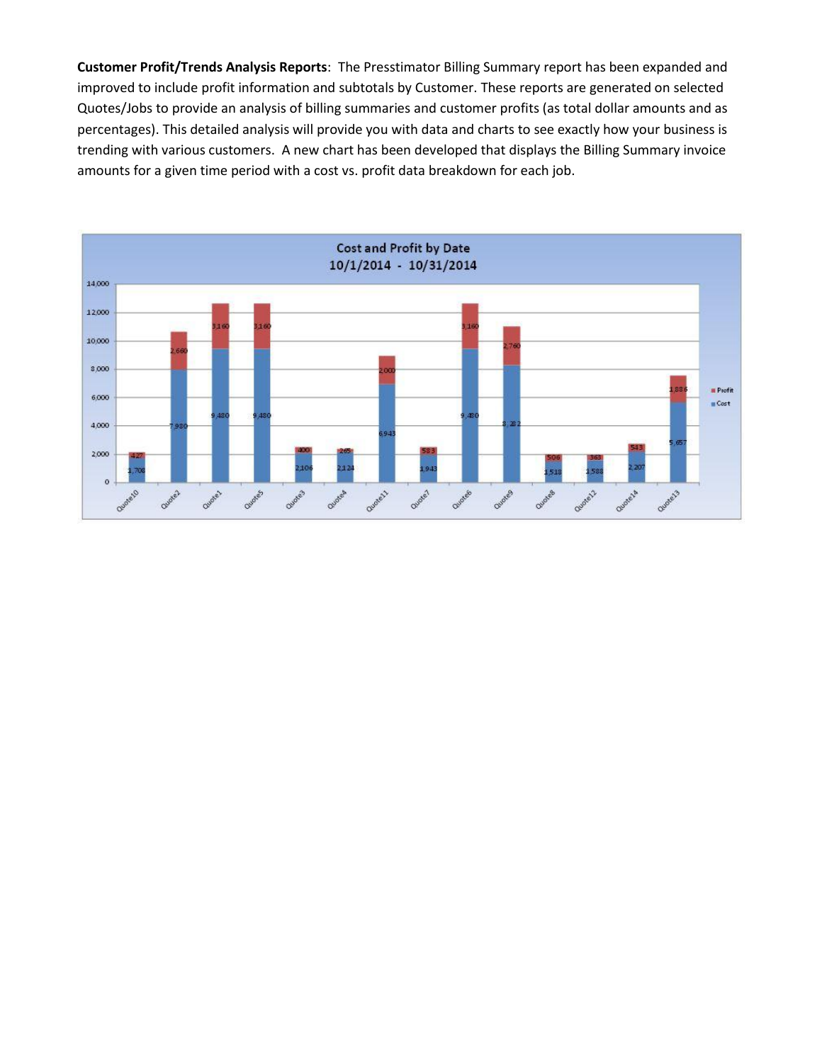**Customer Profit/Trends Analysis Reports**: The Presstimator Billing Summary report has been expanded and improved to include profit information and subtotals by Customer. These reports are generated on selected Quotes/Jobs to provide an analysis of billing summaries and customer profits (as total dollar amounts and as percentages). This detailed analysis will provide you with data and charts to see exactly how your business is trending with various customers. A new chart has been developed that displays the Billing Summary invoice amounts for a given time period with a cost vs. profit data breakdown for each job.

**Cost and Profit by Date**
**10/1/2014 - 10/31/2014**

| Quote | Cost | Profit |
|---|---|---|
| Quote10 | 1,708 | 427 |
| Quote2 | 7,980 | 2,660 |
| Quote1 | 9,480 | 3,160 |
| Quote5 | 9,480 | 3,160 |
| Quote3 | 2,106 | 400 |
| Quote4 | 2,124 | 265 |
| Quote11 | 6,943 | 2,000 |
| Quote7 | 1,943 | 583 |
| Quote6 | 9,480 | 3,160 |
| Quote9 | 8,282 | 2,760 |
| Quote8 | 1,518 | 506 |
| Quote12 | 1,588 | 363 |
| Quote14 | 2,207 | 543 |
| Quote13 | 5,657 | 1,886 |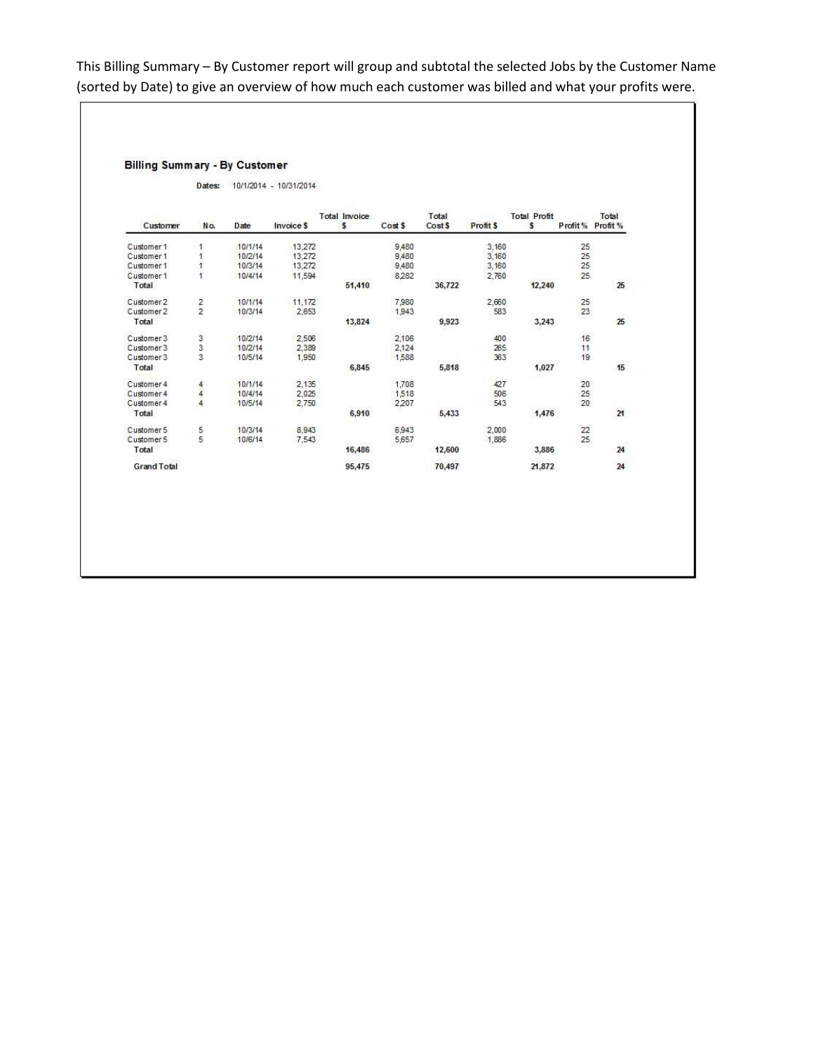This Billing Summary – By Customer report will group and subtotal the selected Jobs by the Customer Name (sorted by Date) to give an overview of how much each customer was billed and what your profits were.

## Billing Summary - By Customer

Dates: 10/1/2014 - 10/31/2014

| Customer | No. | Date | Invoice $ | Total Invoice $ | Cost $ | Total Cost $ | Profit $ | Total Profit $ | Profit % | Total Profit % |
|---|---|---|---|---|---|---|---|---|---|---|
| Customer 1 | 1 | 10/1/14 | 13,272 | | 9,480 | | 3,160 | | 25 | |
| Customer 1 | 1 | 10/2/14 | 13,272 | | 9,480 | | 3,160 | | 25 | |
| Customer 1 | 1 | 10/3/14 | 13,272 | | 9,480 | | 3,160 | | 25 | |
| Customer 1 | 1 | 10/4/14 | 11,594 | | 8,282 | | 2,760 | | 25 | |
| Total | | | | 51,410 | | 36,722 | | 12,240 | | 25 |
| Customer 2 | 2 | 10/1/14 | 11,172 | | 7,980 | | 2,660 | | 25 | |
| Customer 2 | 2 | 10/3/14 | 2,653 | | 1,943 | | 583 | | 23 | |
| Total | | | | 13,824 | | 9,923 | | 3,243 | | 25 |
| Customer 3 | 3 | 10/2/14 | 2,506 | | 2,106 | | 400 | | 16 | |
| Customer 3 | 3 | 10/2/14 | 2,389 | | 2,124 | | 265 | | 11 | |
| Customer 3 | 3 | 10/5/14 | 1,950 | | 1,588 | | 363 | | 19 | |
| Total | | | | 6,845 | | 5,818 | | 1,027 | | 15 |
| Customer 4 | 4 | 10/1/14 | 2,135 | | 1,708 | | 427 | | 20 | |
| Customer 4 | 4 | 10/4/14 | 2,025 | | 1,518 | | 506 | | 25 | |
| Customer 4 | 4 | 10/5/14 | 2,750 | | 2,207 | | 543 | | 20 | |
| Total | | | | 6,910 | | 5,433 | | 1,476 | | 21 |
| Customer 5 | 5 | 10/3/14 | 8,943 | | 6,943 | | 2,000 | | 22 | |
| Customer 5 | 5 | 10/6/14 | 7,543 | | 5,657 | | 1,886 | | 25 | |
| Total | | | | 16,486 | | 12,600 | | 3,886 | | 24 |
| Grand Total | | | | 95,475 | | 70,497 | | 21,872 | | 24 |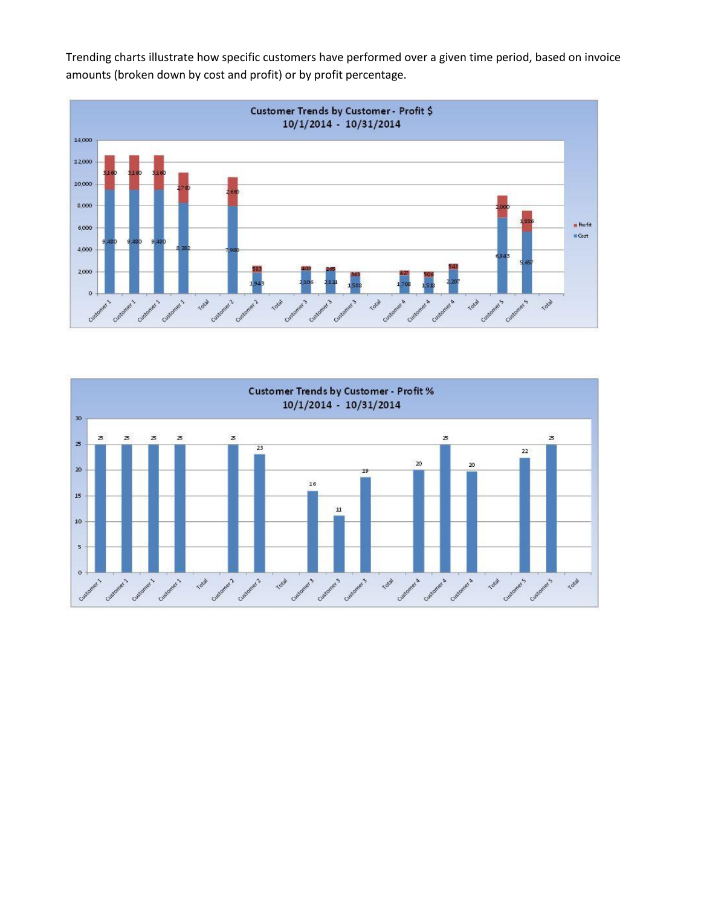Trending charts illustrate how specific customers have performed over a given time period, based on invoice amounts (broken down by cost and profit) or by profit percentage.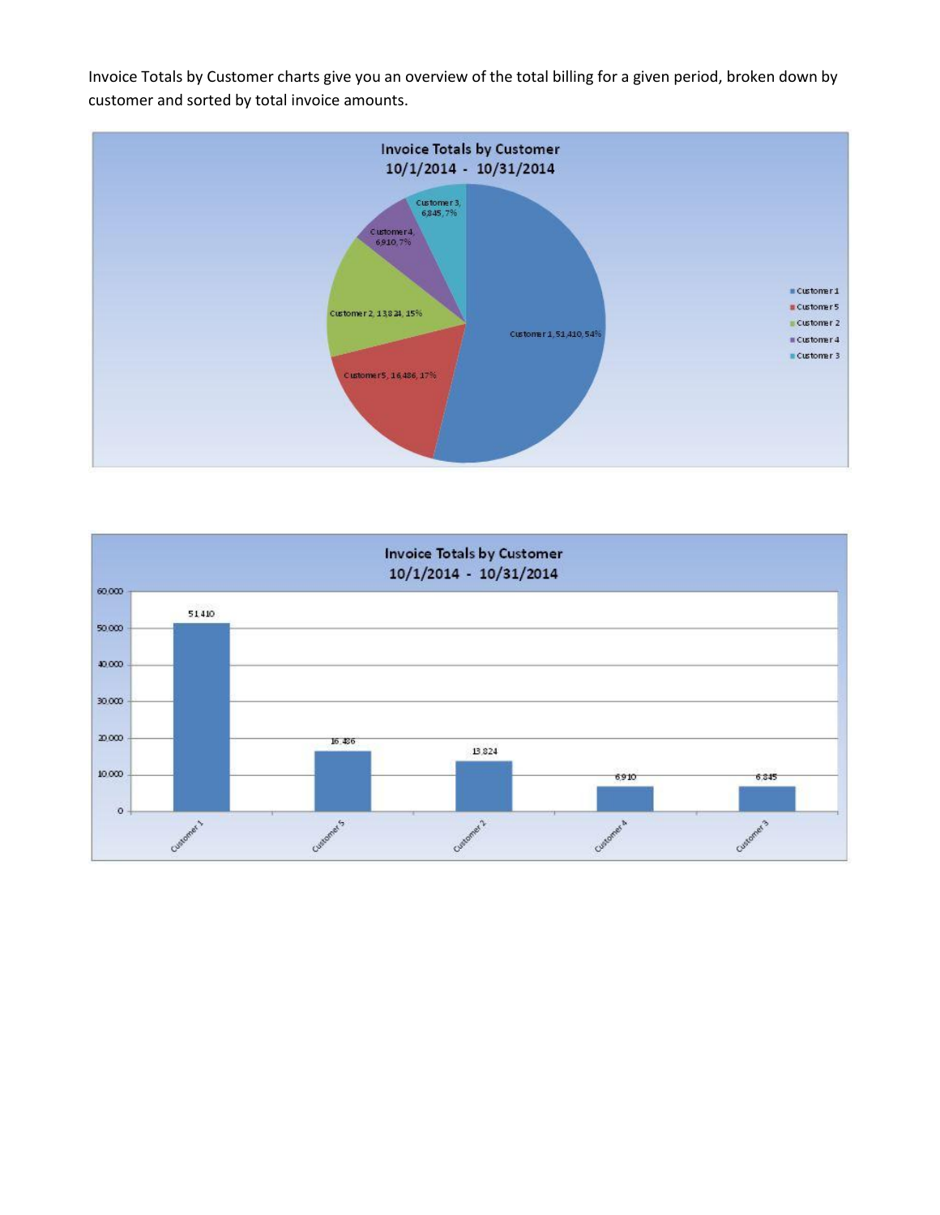Invoice Totals by Customer charts give you an overview of the total billing for a given period, broken down by customer and sorted by total invoice amounts.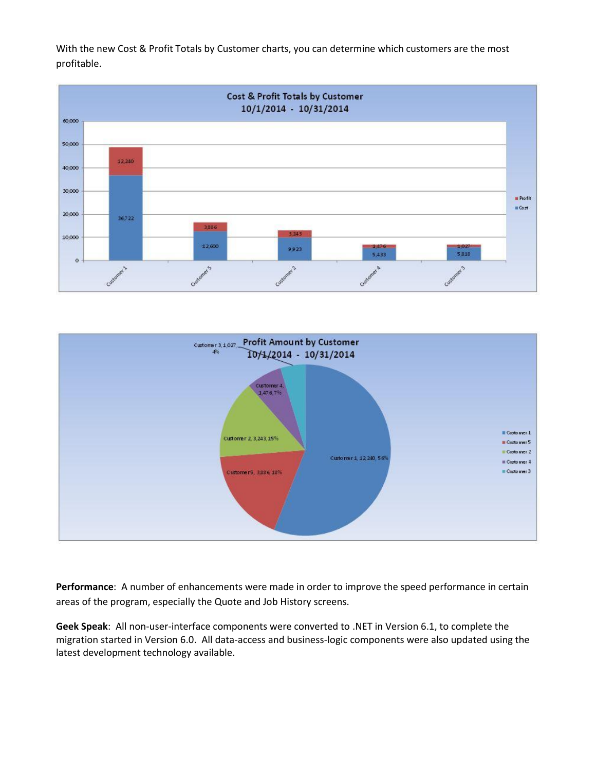With the new Cost & Profit Totals by Customer charts, you can determine which customers are the most profitable.

Cost & Profit Totals by Customer
10/1/2014 - 10/31/2014

60,000
50,000
40,000
30,000
20,000
10,000
0

Profit
Cost

Customer 1: 36,722 / 12,240
Customer 5: 12,600 / 3,886
Customer 2: 9,923 / 3,243
Customer 4: 5,433 / 1,476
Customer 3: 5,818 / 1,027

Profit Amount by Customer
10/1/2014 - 10/31/2014

Customer 1, 12,240, 56%
Customer 5, 3,886, 18%
Customer 2, 3,243, 15%
Customer 4, 1,476, 7%
Customer 3, 1,027, 4%

Customer 1
Customer 5
Customer 2
Customer 4
Customer 3

**Performance**: A number of enhancements were made in order to improve the speed performance in certain areas of the program, especially the Quote and Job History screens.

**Geek Speak**: All non-user-interface components were converted to .NET in Version 6.1, to complete the migration started in Version 6.0. All data-access and business-logic components were also updated using the latest development technology available.